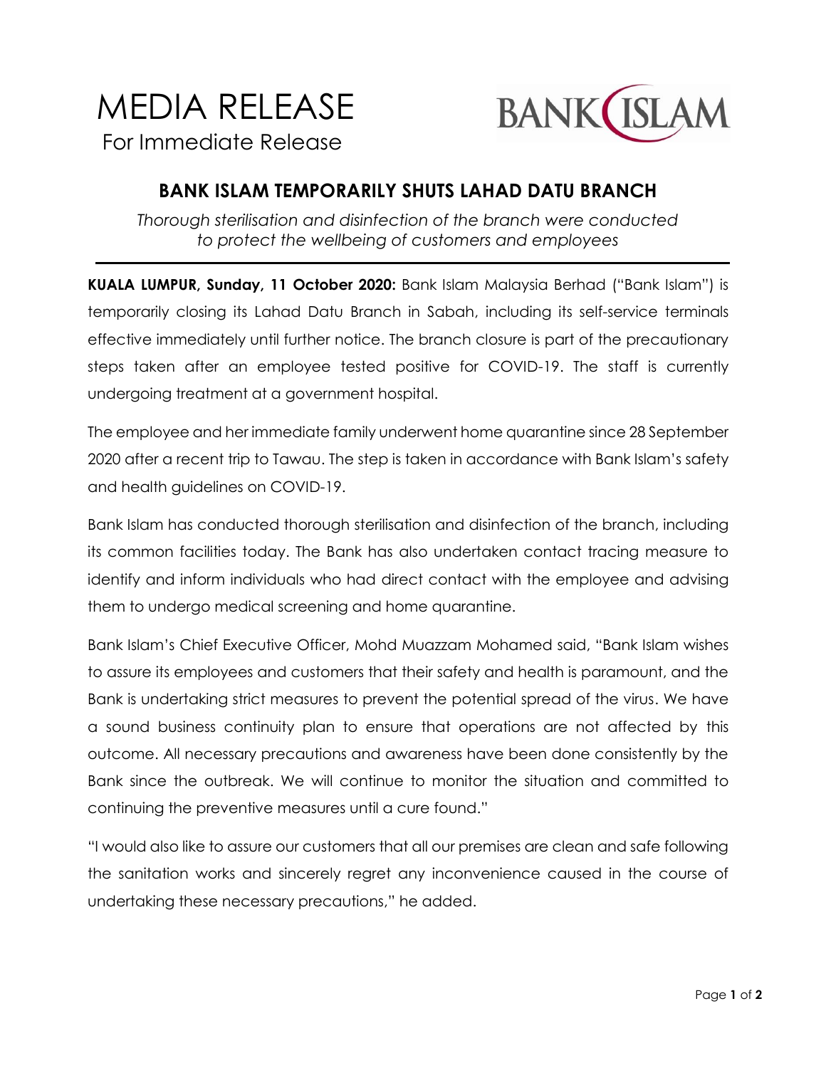# MEDIA RELEASE

For Immediate Release

BANK ISLAM

## BANK ISLAM TEMPORARILY SHUTS LAHAD DATU BRANCH

*Thorough sterilisation and disinfection of the branch were conducted to protect the wellbeing of customers and employees*

**KUALA LUMPUR, Sunday, 11 October 2020:** Bank Islam Malaysia Berhad ("Bank Islam") is temporarily closing its Lahad Datu Branch in Sabah, including its self-service terminals effective immediately until further notice. The branch closure is part of the precautionary steps taken after an employee tested positive for COVID-19. The staff is currently undergoing treatment at a government hospital.

The employee and her immediate family underwent home quarantine since 28 September 2020 after a recent trip to Tawau. The step is taken in accordance with Bank Islam's safety and health guidelines on COVID-19.

Bank Islam has conducted thorough sterilisation and disinfection of the branch, including its common facilities today. The Bank has also undertaken contact tracing measure to identify and inform individuals who had direct contact with the employee and advising them to undergo medical screening and home quarantine.

Bank Islam's Chief Executive Officer, Mohd Muazzam Mohamed said, "Bank Islam wishes to assure its employees and customers that their safety and health is paramount, and the Bank is undertaking strict measures to prevent the potential spread of the virus. We have a sound business continuity plan to ensure that operations are not affected by this outcome. All necessary precautions and awareness have been done consistently by the Bank since the outbreak. We will continue to monitor the situation and committed to continuing the preventive measures until a cure found."

"I would also like to assure our customers that all our premises are clean and safe following the sanitation works and sincerely regret any inconvenience caused in the course of undertaking these necessary precautions," he added.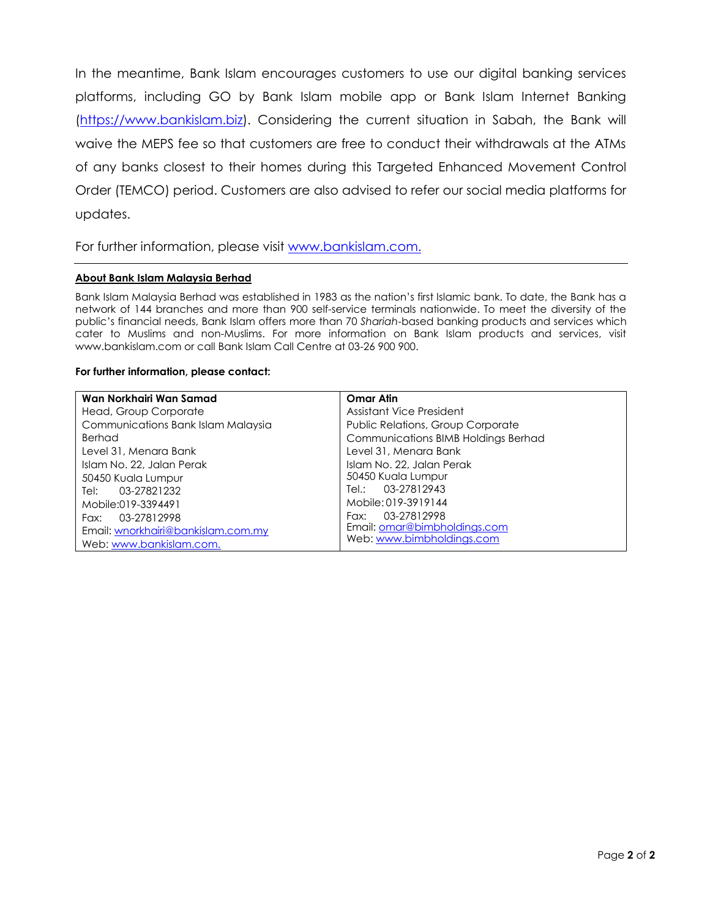In the meantime, Bank Islam encourages customers to use our digital banking services platforms, including GO by Bank Islam mobile app or Bank Islam Internet Banking (https://www.bankislam.biz). Considering the current situation in Sabah, the Bank will waive the MEPS fee so that customers are free to conduct their withdrawals at the ATMs of any banks closest to their homes during this Targeted Enhanced Movement Control Order (TEMCO) period. Customers are also advised to refer our social media platforms for updates.

For further information, please visit www.bankislam.com.

---

**About Bank Islam Malaysia Berhad**

Bank Islam Malaysia Berhad was established in 1983 as the nation's first Islamic bank. To date, the Bank has a network of 144 branches and more than 900 self-service terminals nationwide. To meet the diversity of the public's financial needs, Bank Islam offers more than 70 *Shariah*-based banking products and services which cater to Muslims and non-Muslims. For more information on Bank Islam products and services, visit www.bankislam.com or call Bank Islam Call Centre at 03-26 900 900.

**For further information, please contact:**

| | |
|---|---|
| **Wan Norkhairi Wan Samad**<br>Head, Group Corporate Communications Bank Islam Malaysia Berhad<br>Level 31, Menara Bank Islam No. 22, Jalan Perak<br>50450 Kuala Lumpur<br>Tel: 03-27821232<br>Mobile:019-3394491<br>Fax: 03-27812998<br>Email: wnorkhairi@bankislam.com.my<br>Web: www.bankislam.com. | **Omar Atin**<br>Assistant Vice President<br>Public Relations, Group Corporate Communications BIMB Holdings Berhad<br>Level 31, Menara Bank Islam No. 22, Jalan Perak<br>50450 Kuala Lumpur<br>Tel.: 03-27812943<br>Mobile: 019-3919144<br>Fax: 03-27812998<br>Email: omar@bimbholdings.com<br>Web: www.bimbholdings.com |